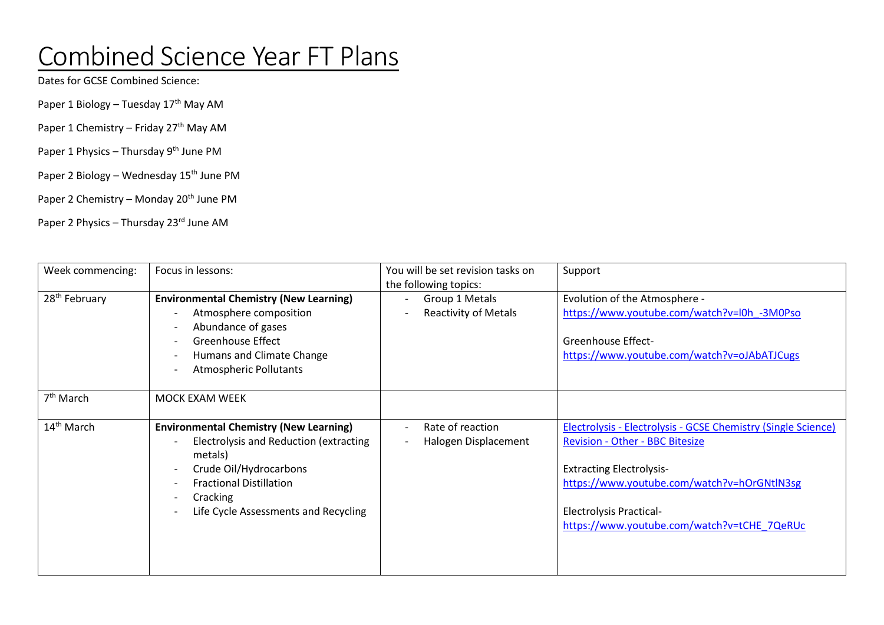# Combined Science Year FT Plans

Dates for GCSE Combined Science:

Paper 1 Biology – Tuesday 17th May AM

Paper 1 Chemistry – Friday 27th May AM

Paper 1 Physics – Thursday 9th June PM

Paper 2 Biology – Wednesday 15th June PM

Paper 2 Chemistry – Monday 20th June PM

Paper 2 Physics – Thursday 23rd June AM

| Week commencing: | Focus in lessons: | You will be set revision tasks on the following topics: | Support |
|---|---|---|---|
| 28th February | **Environmental Chemistry (New Learning)**<br>- Atmosphere composition<br>- Abundance of gases<br>- Greenhouse Effect<br>- Humans and Climate Change<br>- Atmospheric Pollutants | - Group 1 Metals<br>- Reactivity of Metals | Evolution of the Atmosphere - https://www.youtube.com/watch?v=l0h_-3M0Pso<br><br>Greenhouse Effect- https://www.youtube.com/watch?v=oJAbATJCugs |
| 7th March | MOCK EXAM WEEK | | |
| 14th March | **Environmental Chemistry (New Learning)**<br>- Electrolysis and Reduction (extracting metals)<br>- Crude Oil/Hydrocarbons<br>- Fractional Distillation<br>- Cracking<br>- Life Cycle Assessments and Recycling | - Rate of reaction<br>- Halogen Displacement | Electrolysis - Electrolysis - GCSE Chemistry (Single Science) Revision - Other - BBC Bitesize<br><br>Extracting Electrolysis- https://www.youtube.com/watch?v=hOrGNtlN3sg<br><br>Electrolysis Practical- https://www.youtube.com/watch?v=tCHE_7QeRUc |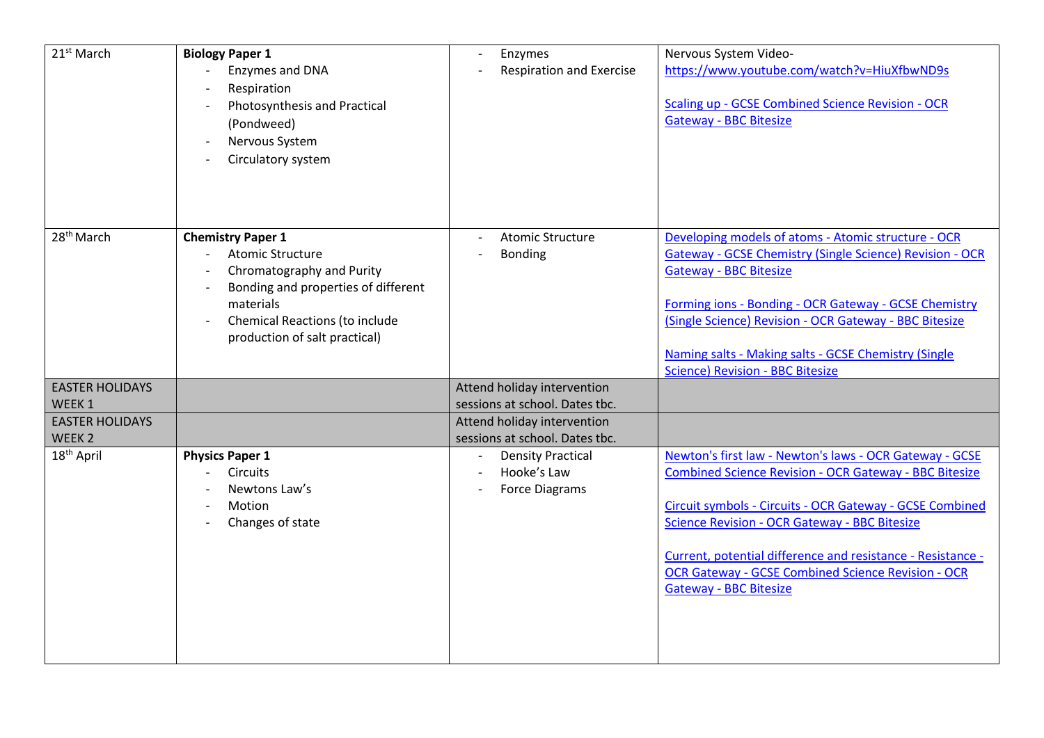| | | | |
|---|---|---|---|
| 21st March | **Biology Paper 1**<br>- Enzymes and DNA<br>- Respiration<br>- Photosynthesis and Practical (Pondweed)<br>- Nervous System<br>- Circulatory system | - Enzymes<br>- Respiration and Exercise | Nervous System Video- https://www.youtube.com/watch?v=HiuXfbwND9s<br><br>Scaling up - GCSE Combined Science Revision - OCR Gateway - BBC Bitesize |
| 28th March | **Chemistry Paper 1**<br>- Atomic Structure<br>- Chromatography and Purity<br>- Bonding and properties of different materials<br>- Chemical Reactions (to include production of salt practical) | - Atomic Structure<br>- Bonding | Developing models of atoms - Atomic structure - OCR Gateway - GCSE Chemistry (Single Science) Revision - OCR Gateway - BBC Bitesize<br><br>Forming ions - Bonding - OCR Gateway - GCSE Chemistry (Single Science) Revision - OCR Gateway - BBC Bitesize<br><br>Naming salts - Making salts - GCSE Chemistry (Single Science) Revision - BBC Bitesize |
| EASTER HOLIDAYS WEEK 1 | | Attend holiday intervention sessions at school. Dates tbc. | |
| EASTER HOLIDAYS WEEK 2 | | Attend holiday intervention sessions at school. Dates tbc. | |
| 18th April | **Physics Paper 1**<br>- Circuits<br>- Newtons Law's<br>- Motion<br>- Changes of state | - Density Practical<br>- Hooke's Law<br>- Force Diagrams | Newton's first law - Newton's laws - OCR Gateway - GCSE Combined Science Revision - OCR Gateway - BBC Bitesize<br><br>Circuit symbols - Circuits - OCR Gateway - GCSE Combined Science Revision - OCR Gateway - BBC Bitesize<br><br>Current, potential difference and resistance - Resistance - OCR Gateway - GCSE Combined Science Revision - OCR Gateway - BBC Bitesize |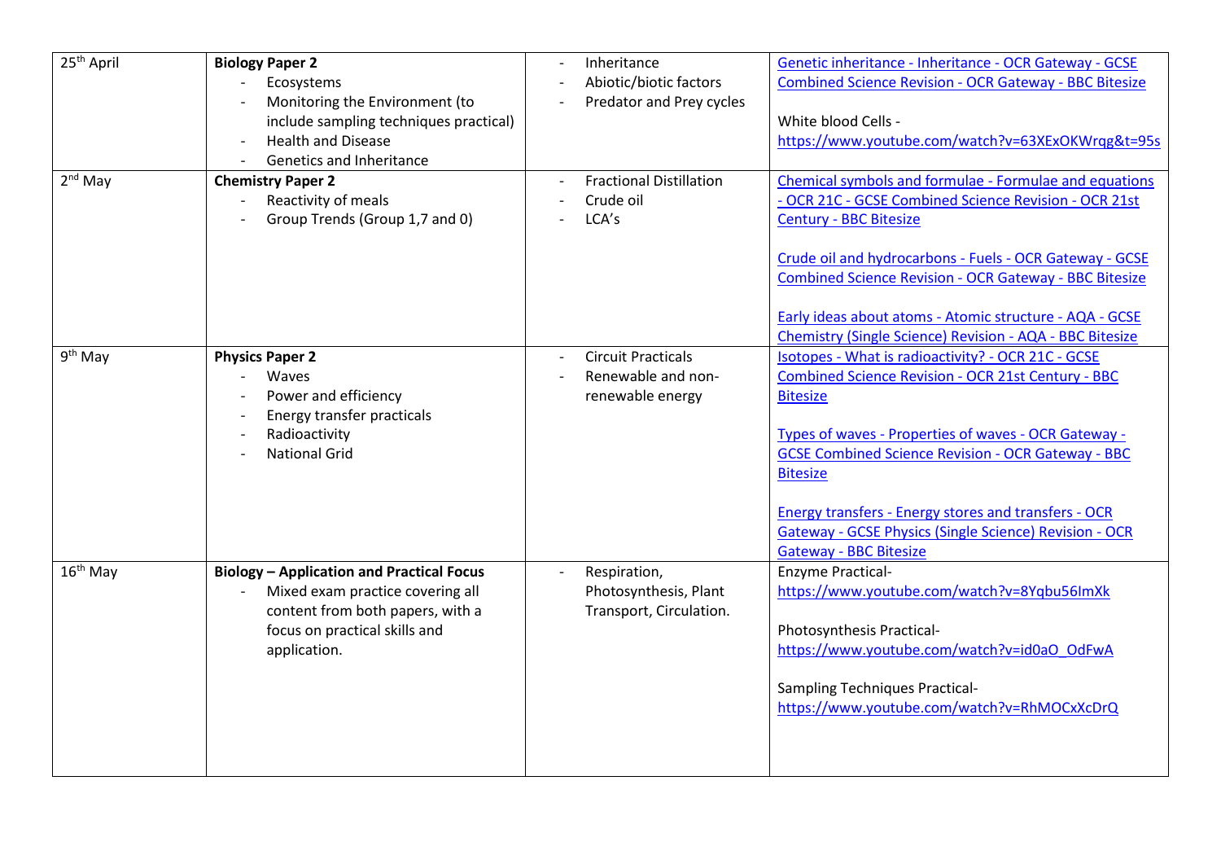| 25th April | **Biology Paper 2**<br>- Ecosystems<br>- Monitoring the Environment (to include sampling techniques practical)<br>- Health and Disease<br>- Genetics and Inheritance | - Inheritance<br>- Abiotic/biotic factors<br>- Predator and Prey cycles | Genetic inheritance - Inheritance - OCR Gateway - GCSE Combined Science Revision - OCR Gateway - BBC Bitesize<br><br>White blood Cells - https://www.youtube.com/watch?v=63XExOKWrqg&t=95s |
|---|---|---|---|
| 2nd May | **Chemistry Paper 2**<br>- Reactivity of meals<br>- Group Trends (Group 1,7 and 0) | - Fractional Distillation<br>- Crude oil<br>- LCA's | Chemical symbols and formulae - Formulae and equations - OCR 21C - GCSE Combined Science Revision - OCR 21st Century - BBC Bitesize<br><br>Crude oil and hydrocarbons - Fuels - OCR Gateway - GCSE Combined Science Revision - OCR Gateway - BBC Bitesize<br><br>Early ideas about atoms - Atomic structure - AQA - GCSE Chemistry (Single Science) Revision - AQA - BBC Bitesize |
| 9th May | **Physics Paper 2**<br>- Waves<br>- Power and efficiency<br>- Energy transfer practicals<br>- Radioactivity<br>- National Grid | - Circuit Practicals<br>- Renewable and non-renewable energy | Isotopes - What is radioactivity? - OCR 21C - GCSE Combined Science Revision - OCR 21st Century - BBC Bitesize<br><br>Types of waves - Properties of waves - OCR Gateway - GCSE Combined Science Revision - OCR Gateway - BBC Bitesize<br><br>Energy transfers - Energy stores and transfers - OCR Gateway - GCSE Physics (Single Science) Revision - OCR Gateway - BBC Bitesize |
| 16th May | **Biology – Application and Practical Focus**<br>- Mixed exam practice covering all content from both papers, with a focus on practical skills and application. | - Respiration, Photosynthesis, Plant Transport, Circulation. | Enzyme Practical- https://www.youtube.com/watch?v=8Yqbu56ImXk<br><br>Photosynthesis Practical- https://www.youtube.com/watch?v=id0aO_OdFwA<br><br>Sampling Techniques Practical- https://www.youtube.com/watch?v=RhMOCxXcDrQ |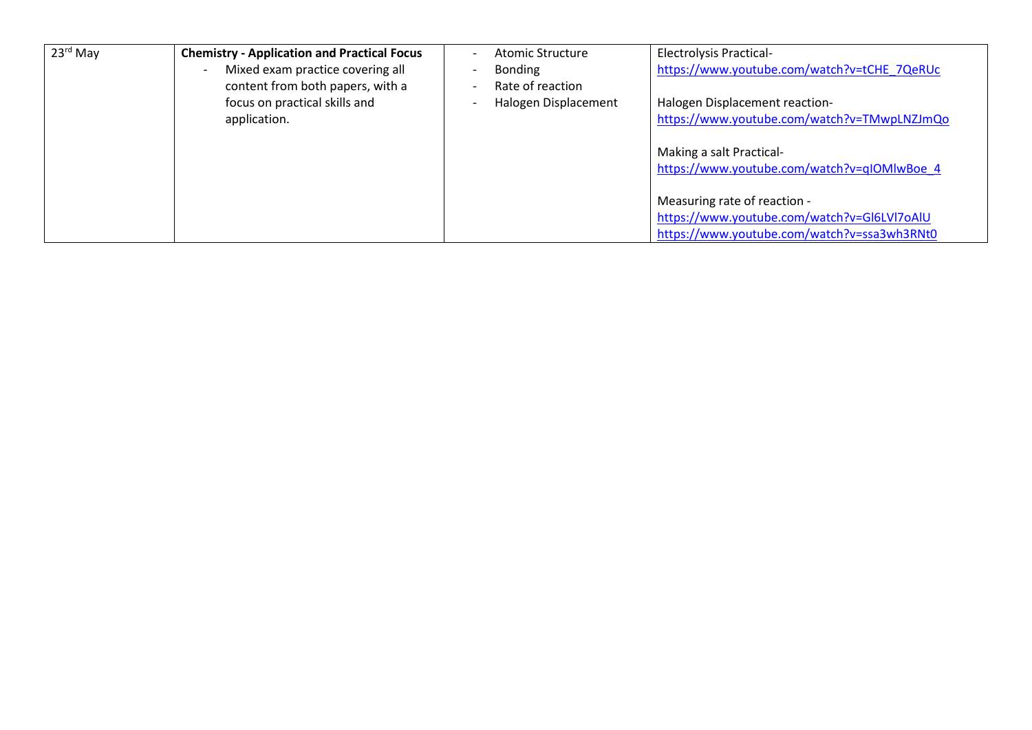| | | | |
|---|---|---|---|
| 23rd May | **Chemistry - Application and Practical Focus**<br>- Mixed exam practice covering all content from both papers, with a focus on practical skills and application. | - Atomic Structure<br>- Bonding<br>- Rate of reaction<br>- Halogen Displacement | Electrolysis Practical-<br>https://www.youtube.com/watch?v=tCHE_7QeRUc<br><br>Halogen Displacement reaction-<br>https://www.youtube.com/watch?v=TMwpLNZJmQo<br><br>Making a salt Practical-<br>https://www.youtube.com/watch?v=qIOMlwBoe_4<br><br>Measuring rate of reaction -<br>https://www.youtube.com/watch?v=Gl6LVl7oAlU<br>https://www.youtube.com/watch?v=ssa3wh3RNt0 |